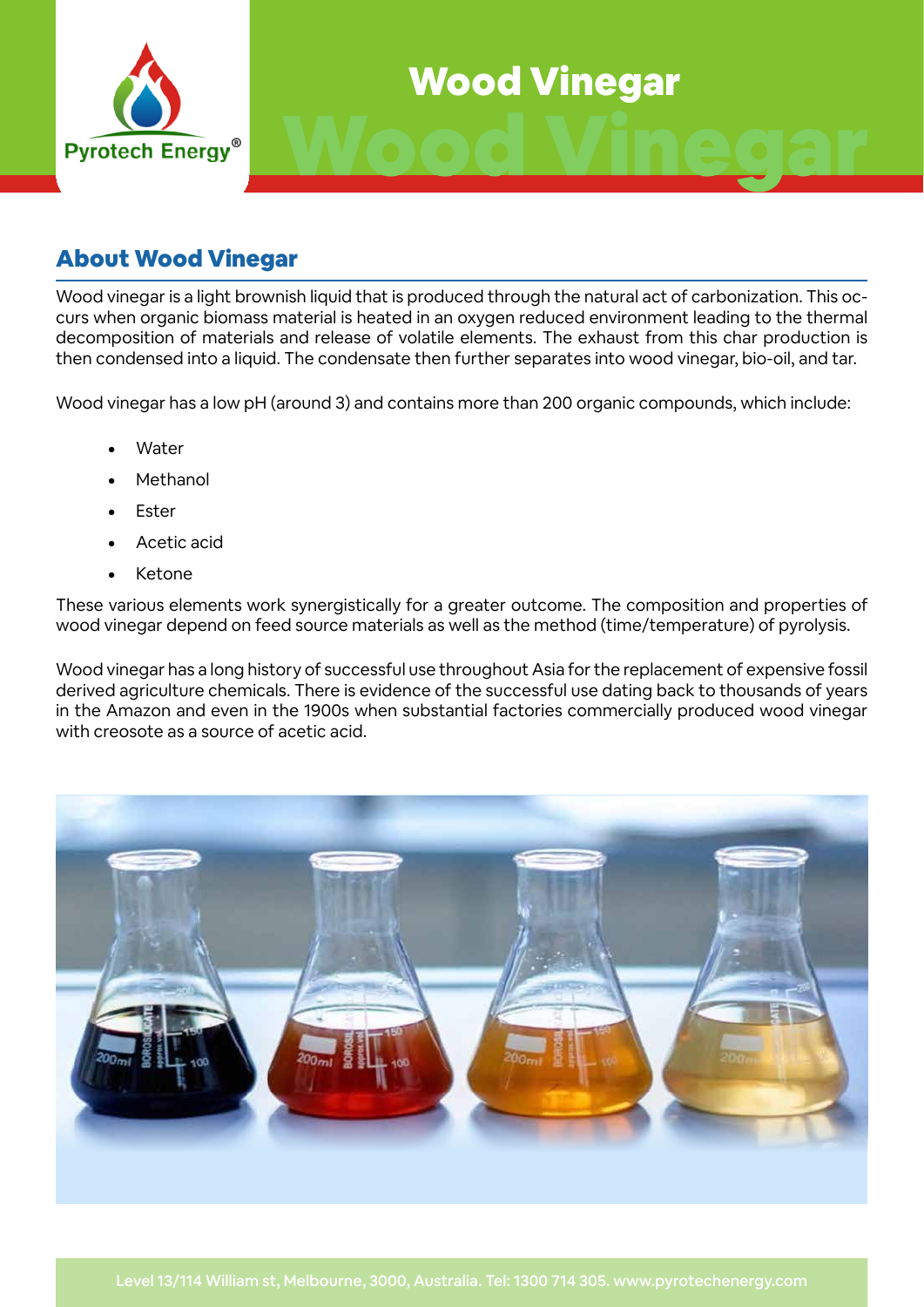# Wood Vinegar

## About Wood Vinegar

Wood vinegar is a light brownish liquid that is produced through the natural act of carbonization. This occurs when organic biomass material is heated in an oxygen reduced environment leading to the thermal decomposition of materials and release of volatile elements. The exhaust from this char production is then condensed into a liquid. The condensate then further separates into wood vinegar, bio-oil, and tar.

Wood vinegar has a low pH (around 3) and contains more than 200 organic compounds, which include:

- Water
- Methanol
- Ester
- Acetic acid
- Ketone

These various elements work synergistically for a greater outcome. The composition and properties of wood vinegar depend on feed source materials as well as the method (time/temperature) of pyrolysis.

Wood vinegar has a long history of successful use throughout Asia for the replacement of expensive fossil derived agriculture chemicals. There is evidence of the successful use dating back to thousands of years in the Amazon and even in the 1900s when substantial factories commercially produced wood vinegar with creosote as a source of acetic acid.

Level 13/114 William st, Melbourne, 3000, Australia. Tel: 1300 714 305. www.pyrotechenergy.com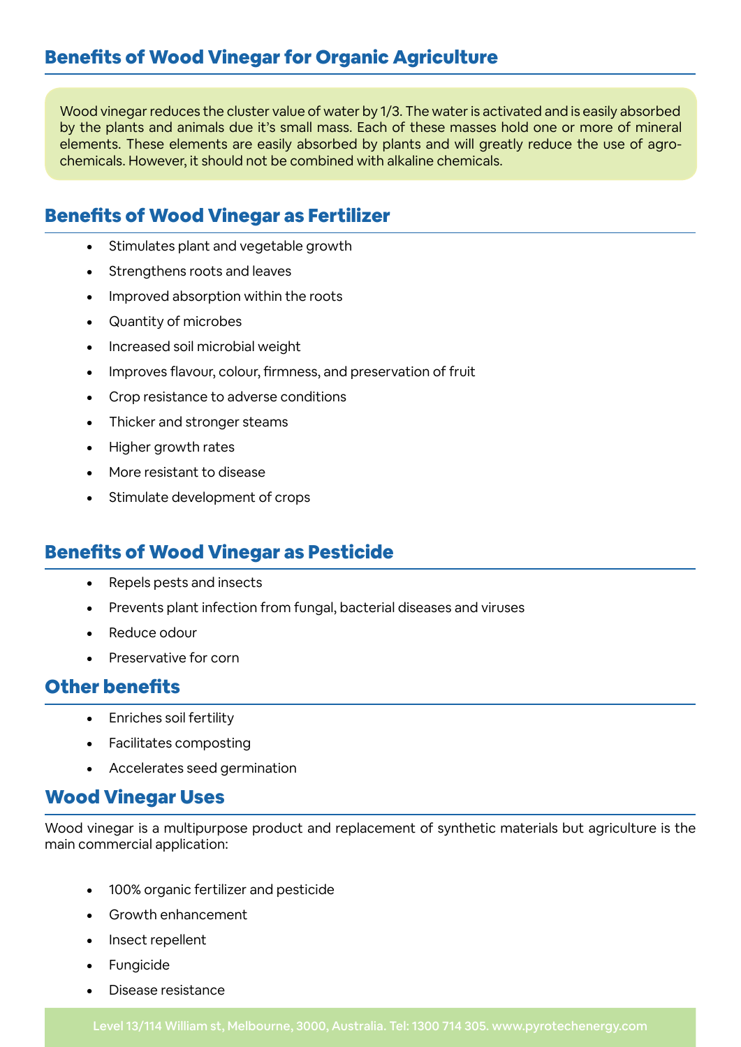## Benefits of Wood Vinegar for Organic Agriculture

Wood vinegar reduces the cluster value of water by 1/3. The water is activated and is easily absorbed by the plants and animals due it's small mass. Each of these masses hold one or more of mineral elements. These elements are easily absorbed by plants and will greatly reduce the use of agro-chemicals. However, it should not be combined with alkaline chemicals.

## Benefits of Wood Vinegar as Fertilizer

- Stimulates plant and vegetable growth
- Strengthens roots and leaves
- Improved absorption within the roots
- Quantity of microbes
- Increased soil microbial weight
- Improves flavour, colour, firmness, and preservation of fruit
- Crop resistance to adverse conditions
- Thicker and stronger steams
- Higher growth rates
- More resistant to disease
- Stimulate development of crops

## Benefits of Wood Vinegar as Pesticide

- Repels pests and insects
- Prevents plant infection from fungal, bacterial diseases and viruses
- Reduce odour
- Preservative for corn

## Other benefits

- Enriches soil fertility
- Facilitates composting
- Accelerates seed germination

## Wood Vinegar Uses

Wood vinegar is a multipurpose product and replacement of synthetic materials but agriculture is the main commercial application:

- 100% organic fertilizer and pesticide
- Growth enhancement
- Insect repellent
- Fungicide
- Disease resistance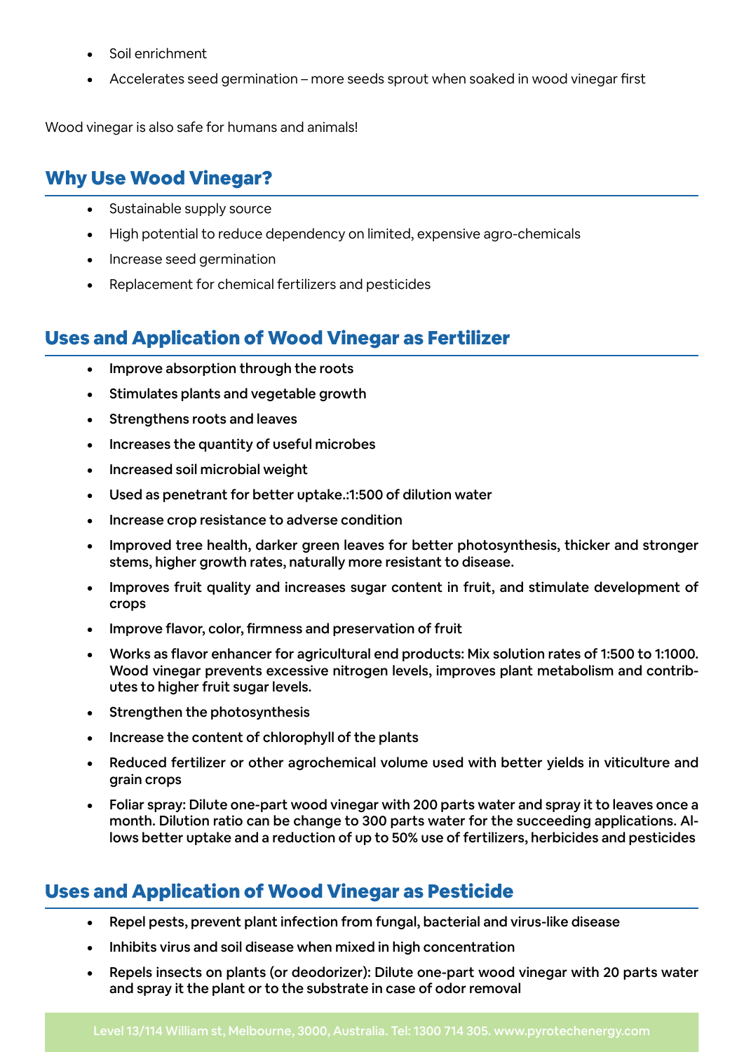- Soil enrichment
- Accelerates seed germination – more seeds sprout when soaked in wood vinegar first

Wood vinegar is also safe for humans and animals!

## Why Use Wood Vinegar?

- Sustainable supply source
- High potential to reduce dependency on limited, expensive agro-chemicals
- Increase seed germination
- Replacement for chemical fertilizers and pesticides

## Uses and Application of Wood Vinegar as Fertilizer

- Improve absorption through the roots
- Stimulates plants and vegetable growth
- Strengthens roots and leaves
- Increases the quantity of useful microbes
- Increased soil microbial weight
- Used as penetrant for better uptake.:1:500 of dilution water
- Increase crop resistance to adverse condition
- Improved tree health, darker green leaves for better photosynthesis, thicker and stronger stems, higher growth rates, naturally more resistant to disease.
- Improves fruit quality and increases sugar content in fruit, and stimulate development of crops
- Improve flavor, color, firmness and preservation of fruit
- Works as flavor enhancer for agricultural end products: Mix solution rates of 1:500 to 1:1000. Wood vinegar prevents excessive nitrogen levels, improves plant metabolism and contributes to higher fruit sugar levels.
- Strengthen the photosynthesis
- Increase the content of chlorophyll of the plants
- Reduced fertilizer or other agrochemical volume used with better yields in viticulture and grain crops
- Foliar spray: Dilute one-part wood vinegar with 200 parts water and spray it to leaves once a month. Dilution ratio can be change to 300 parts water for the succeeding applications. Allows better uptake and a reduction of up to 50% use of fertilizers, herbicides and pesticides

## Uses and Application of Wood Vinegar as Pesticide

- Repel pests, prevent plant infection from fungal, bacterial and virus-like disease
- Inhibits virus and soil disease when mixed in high concentration
- Repels insects on plants (or deodorizer): Dilute one-part wood vinegar with 20 parts water and spray it the plant or to the substrate in case of odor removal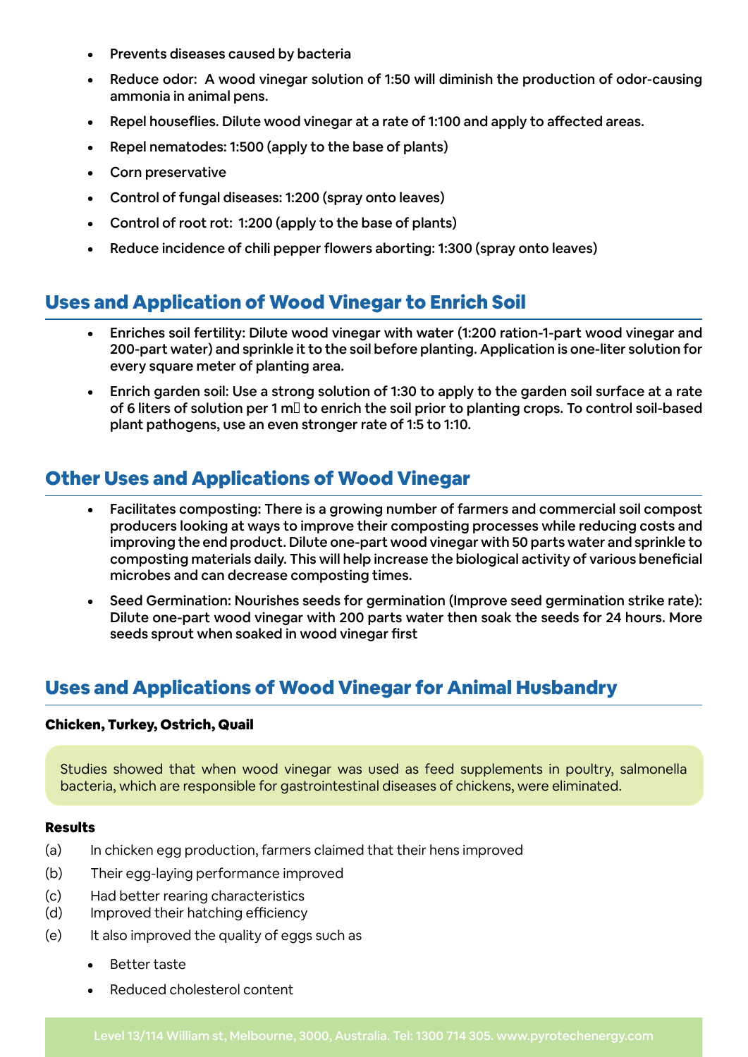- Prevents diseases caused by bacteria
- Reduce odor: A wood vinegar solution of 1:50 will diminish the production of odor-causing ammonia in animal pens.
- Repel houseflies. Dilute wood vinegar at a rate of 1:100 and apply to affected areas.
- Repel nematodes: 1:500 (apply to the base of plants)
- Corn preservative
- Control of fungal diseases: 1:200 (spray onto leaves)
- Control of root rot: 1:200 (apply to the base of plants)
- Reduce incidence of chili pepper flowers aborting: 1:300 (spray onto leaves)

## Uses and Application of Wood Vinegar to Enrich Soil

- Enriches soil fertility: Dilute wood vinegar with water (1:200 ration-1-part wood vinegar and 200-part water) and sprinkle it to the soil before planting. Application is one-liter solution for every square meter of planting area.
- Enrich garden soil: Use a strong solution of 1:30 to apply to the garden soil surface at a rate of 6 liters of solution per 1 m to enrich the soil prior to planting crops. To control soil-based plant pathogens, use an even stronger rate of 1:5 to 1:10.

## Other Uses and Applications of Wood Vinegar

- Facilitates composting: There is a growing number of farmers and commercial soil compost producers looking at ways to improve their composting processes while reducing costs and improving the end product. Dilute one-part wood vinegar with 50 parts water and sprinkle to composting materials daily. This will help increase the biological activity of various beneficial microbes and can decrease composting times.
- Seed Germination: Nourishes seeds for germination (Improve seed germination strike rate): Dilute one-part wood vinegar with 200 parts water then soak the seeds for 24 hours. More seeds sprout when soaked in wood vinegar first

## Uses and Applications of Wood Vinegar for Animal Husbandry

### Chicken, Turkey, Ostrich, Quail

Studies showed that when wood vinegar was used as feed supplements in poultry, salmonella bacteria, which are responsible for gastrointestinal diseases of chickens, were eliminated.

#### Results

(a) In chicken egg production, farmers claimed that their hens improved

(b) Their egg-laying performance improved

(c) Had better rearing characteristics

(d) Improved their hatching efficiency

(e) It also improved the quality of eggs such as

- Better taste
- Reduced cholesterol content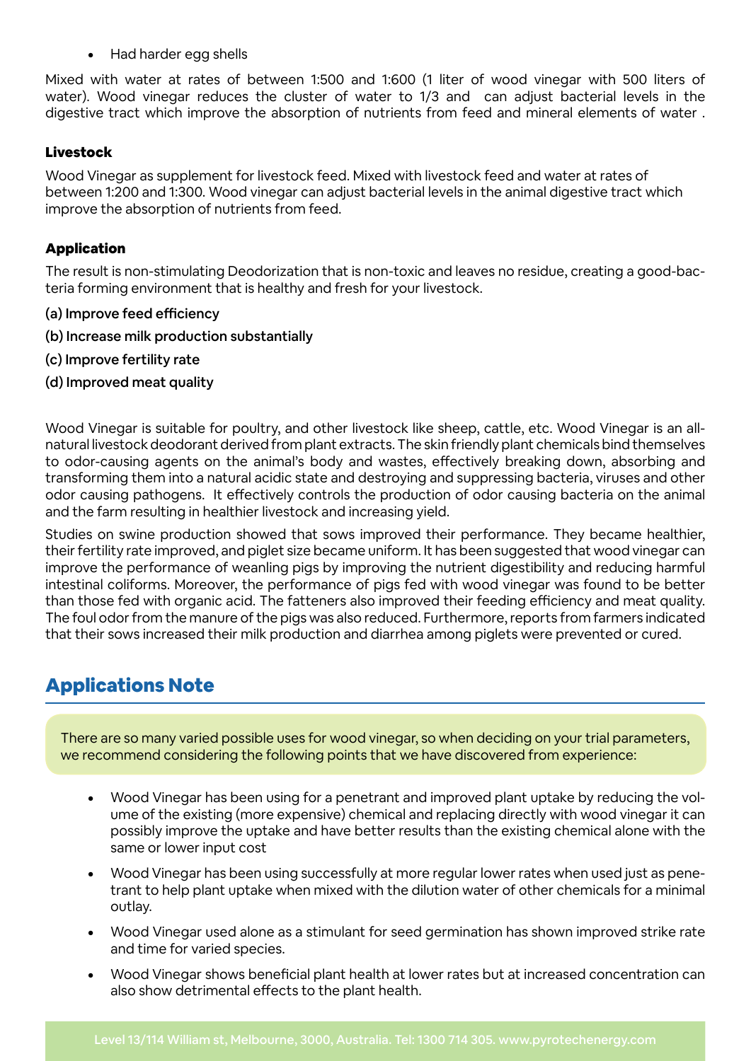- Had harder egg shells

Mixed with water at rates of between 1:500 and 1:600 (1 liter of wood vinegar with 500 liters of water). Wood vinegar reduces the cluster of water to 1/3 and can adjust bacterial levels in the digestive tract which improve the absorption of nutrients from feed and mineral elements of water .

### Livestock

Wood Vinegar as supplement for livestock feed. Mixed with livestock feed and water at rates of between 1:200 and 1:300. Wood vinegar can adjust bacterial levels in the animal digestive tract which improve the absorption of nutrients from feed.

### Application

The result is non-stimulating Deodorization that is non-toxic and leaves no residue, creating a good-bacteria forming environment that is healthy and fresh for your livestock.

(a) Improve feed efficiency

(b) Increase milk production substantially

(c) Improve fertility rate

(d) Improved meat quality

Wood Vinegar is suitable for poultry, and other livestock like sheep, cattle, etc. Wood Vinegar is an all-natural livestock deodorant derived from plant extracts. The skin friendly plant chemicals bind themselves to odor-causing agents on the animal's body and wastes, effectively breaking down, absorbing and transforming them into a natural acidic state and destroying and suppressing bacteria, viruses and other odor causing pathogens. It effectively controls the production of odor causing bacteria on the animal and the farm resulting in healthier livestock and increasing yield.

Studies on swine production showed that sows improved their performance. They became healthier, their fertility rate improved, and piglet size became uniform. It has been suggested that wood vinegar can improve the performance of weanling pigs by improving the nutrient digestibility and reducing harmful intestinal coliforms. Moreover, the performance of pigs fed with wood vinegar was found to be better than those fed with organic acid. The fatteners also improved their feeding efficiency and meat quality. The foul odor from the manure of the pigs was also reduced. Furthermore, reports from farmers indicated that their sows increased their milk production and diarrhea among piglets were prevented or cured.

## Applications Note

There are so many varied possible uses for wood vinegar, so when deciding on your trial parameters, we recommend considering the following points that we have discovered from experience:

- Wood Vinegar has been using for a penetrant and improved plant uptake by reducing the volume of the existing (more expensive) chemical and replacing directly with wood vinegar it can possibly improve the uptake and have better results than the existing chemical alone with the same or lower input cost
- Wood Vinegar has been using successfully at more regular lower rates when used just as penetrant to help plant uptake when mixed with the dilution water of other chemicals for a minimal outlay.
- Wood Vinegar used alone as a stimulant for seed germination has shown improved strike rate and time for varied species.
- Wood Vinegar shows beneficial plant health at lower rates but at increased concentration can also show detrimental effects to the plant health.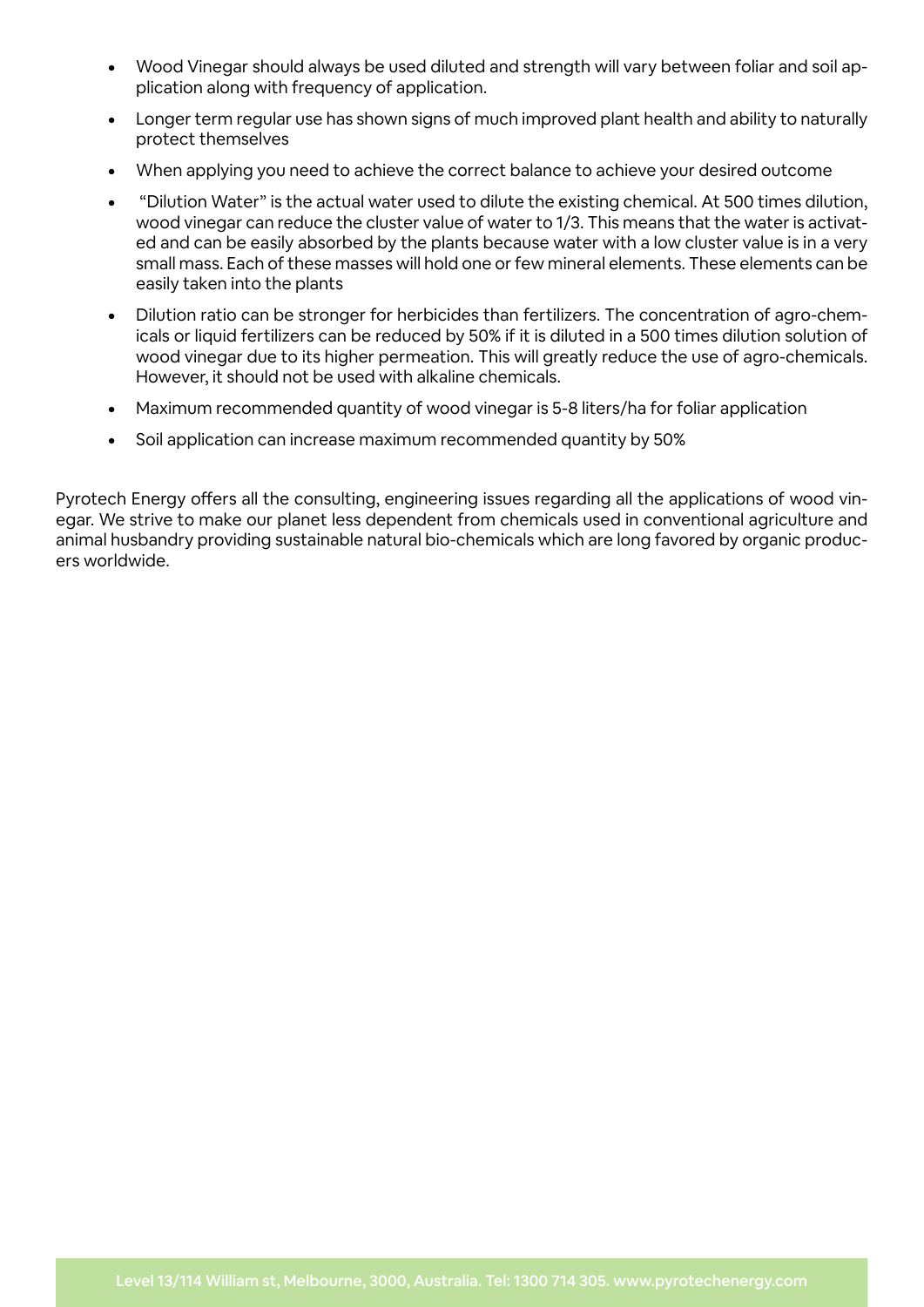- Wood Vinegar should always be used diluted and strength will vary between foliar and soil application along with frequency of application.
- Longer term regular use has shown signs of much improved plant health and ability to naturally protect themselves
- When applying you need to achieve the correct balance to achieve your desired outcome
- "Dilution Water" is the actual water used to dilute the existing chemical. At 500 times dilution, wood vinegar can reduce the cluster value of water to 1/3. This means that the water is activated and can be easily absorbed by the plants because water with a low cluster value is in a very small mass. Each of these masses will hold one or few mineral elements. These elements can be easily taken into the plants
- Dilution ratio can be stronger for herbicides than fertilizers. The concentration of agro-chemicals or liquid fertilizers can be reduced by 50% if it is diluted in a 500 times dilution solution of wood vinegar due to its higher permeation. This will greatly reduce the use of agro-chemicals. However, it should not be used with alkaline chemicals.
- Maximum recommended quantity of wood vinegar is 5-8 liters/ha for foliar application
- Soil application can increase maximum recommended quantity by 50%

Pyrotech Energy offers all the consulting, engineering issues regarding all the applications of wood vinegar. We strive to make our planet less dependent from chemicals used in conventional agriculture and animal husbandry providing sustainable natural bio-chemicals which are long favored by organic producers worldwide.